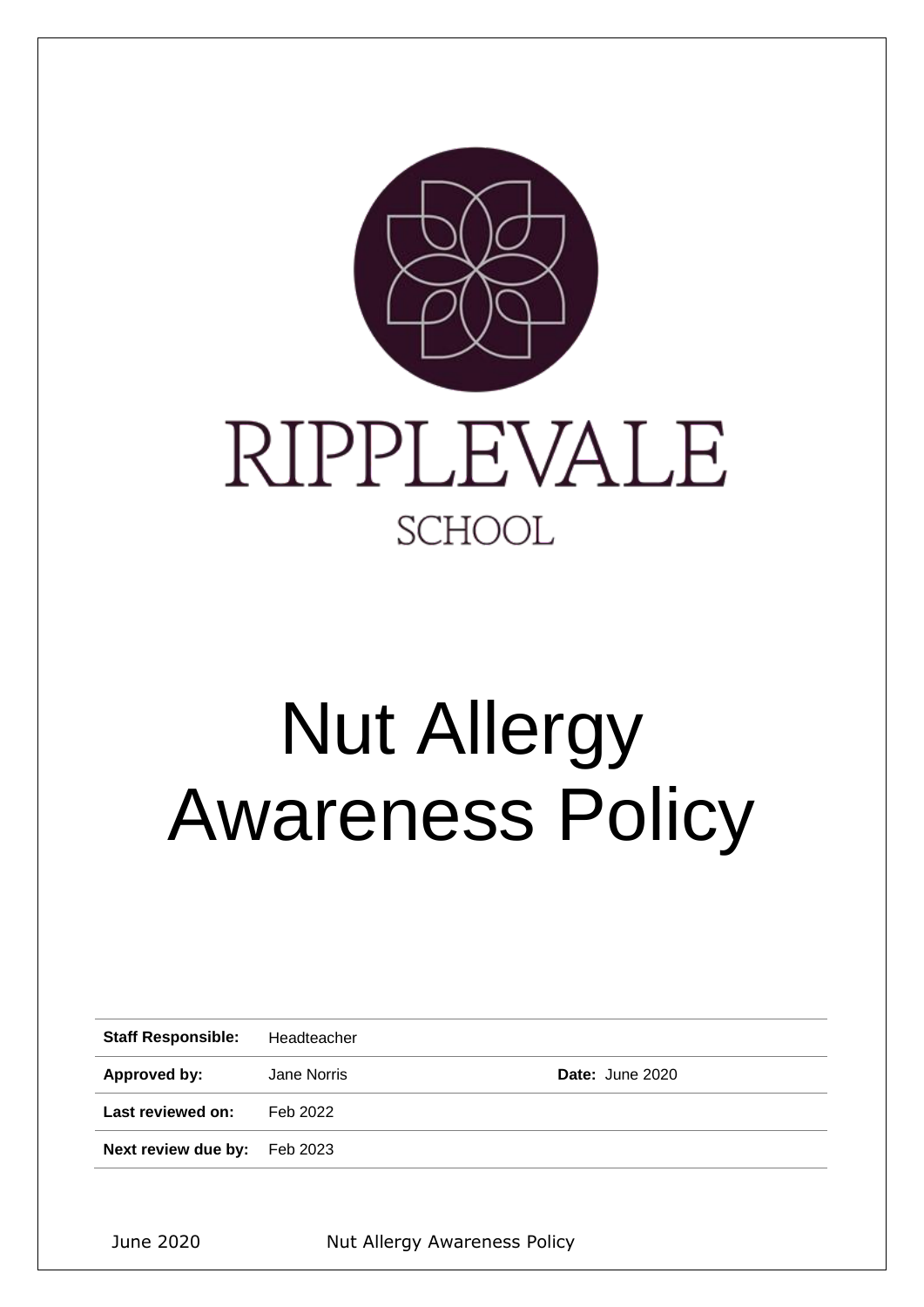RIPPLEVALE

SCHOOL

# Nut Allergy Awareness Policy

| | | | |
|---|---|---|---|
| **Staff Responsible:** | Headteacher | | |
| **Approved by:** | Jane Norris | **Date:** June 2020 | |
| **Last reviewed on:** | Feb 2022 | | |
| **Next review due by:** | Feb 2023 | | |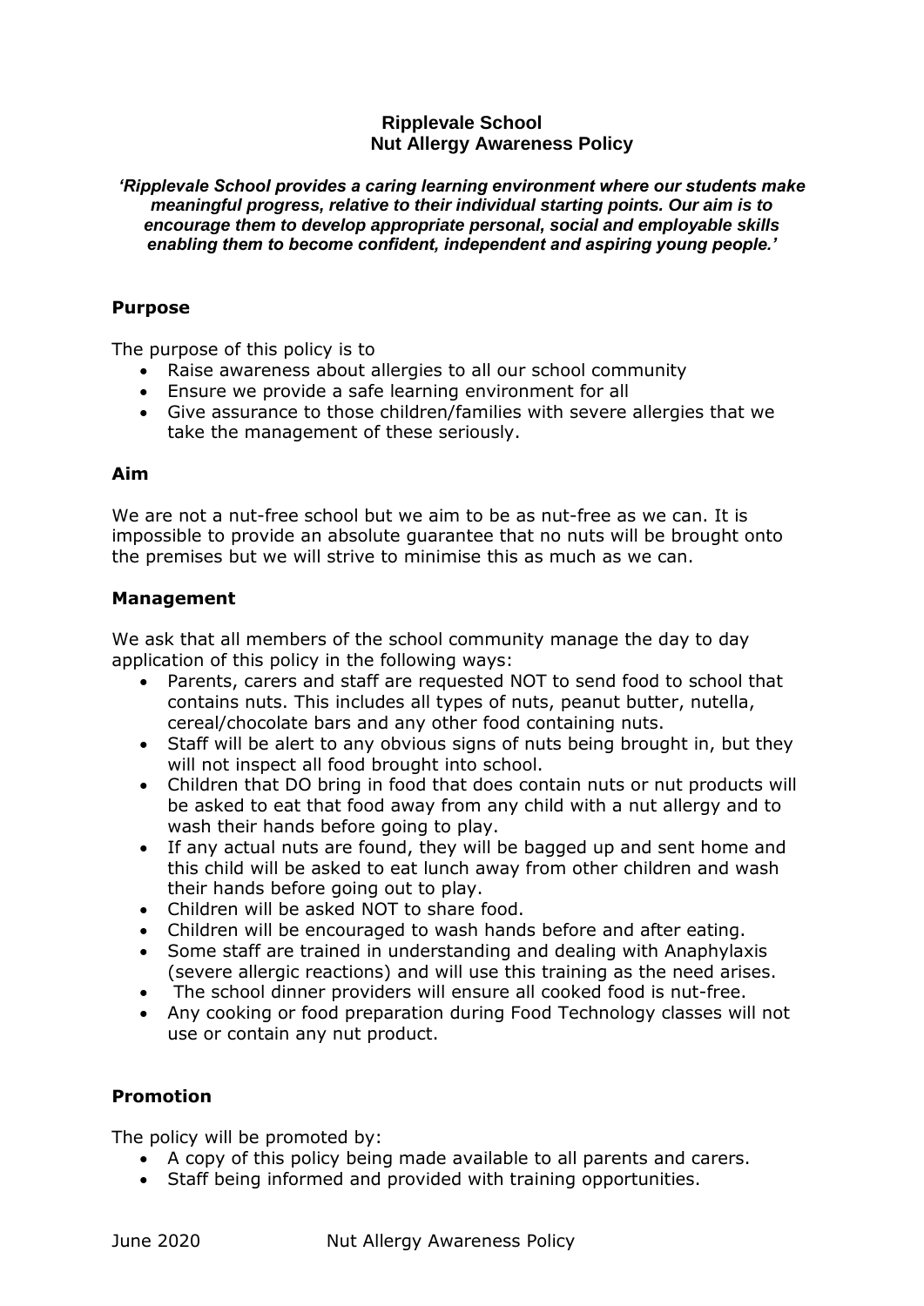# Ripplevale School
## Nut Allergy Awareness Policy

***'Ripplevale School provides a caring learning environment where our students make meaningful progress, relative to their individual starting points. Our aim is to encourage them to develop appropriate personal, social and employable skills enabling them to become confident, independent and aspiring young people.'***

### Purpose

The purpose of this policy is to

- Raise awareness about allergies to all our school community
- Ensure we provide a safe learning environment for all
- Give assurance to those children/families with severe allergies that we take the management of these seriously.

### Aim

We are not a nut-free school but we aim to be as nut-free as we can. It is impossible to provide an absolute guarantee that no nuts will be brought onto the premises but we will strive to minimise this as much as we can.

### Management

We ask that all members of the school community manage the day to day application of this policy in the following ways:

- Parents, carers and staff are requested NOT to send food to school that contains nuts. This includes all types of nuts, peanut butter, nutella, cereal/chocolate bars and any other food containing nuts.
- Staff will be alert to any obvious signs of nuts being brought in, but they will not inspect all food brought into school.
- Children that DO bring in food that does contain nuts or nut products will be asked to eat that food away from any child with a nut allergy and to wash their hands before going to play.
- If any actual nuts are found, they will be bagged up and sent home and this child will be asked to eat lunch away from other children and wash their hands before going out to play.
- Children will be asked NOT to share food.
- Children will be encouraged to wash hands before and after eating.
- Some staff are trained in understanding and dealing with Anaphylaxis (severe allergic reactions) and will use this training as the need arises.
- The school dinner providers will ensure all cooked food is nut-free.
- Any cooking or food preparation during Food Technology classes will not use or contain any nut product.

### Promotion

The policy will be promoted by:

- A copy of this policy being made available to all parents and carers.
- Staff being informed and provided with training opportunities.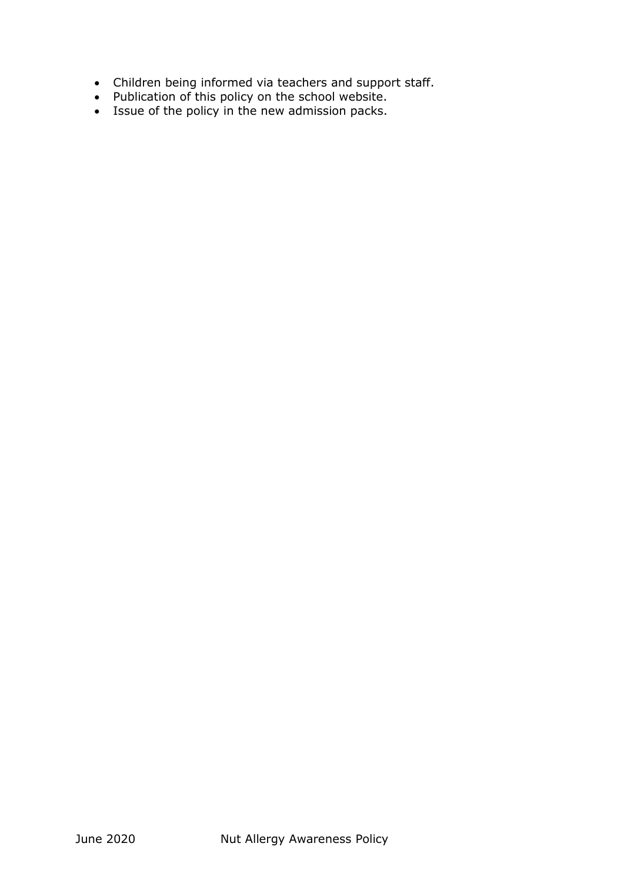- Children being informed via teachers and support staff.
- Publication of this policy on the school website.
- Issue of the policy in the new admission packs.